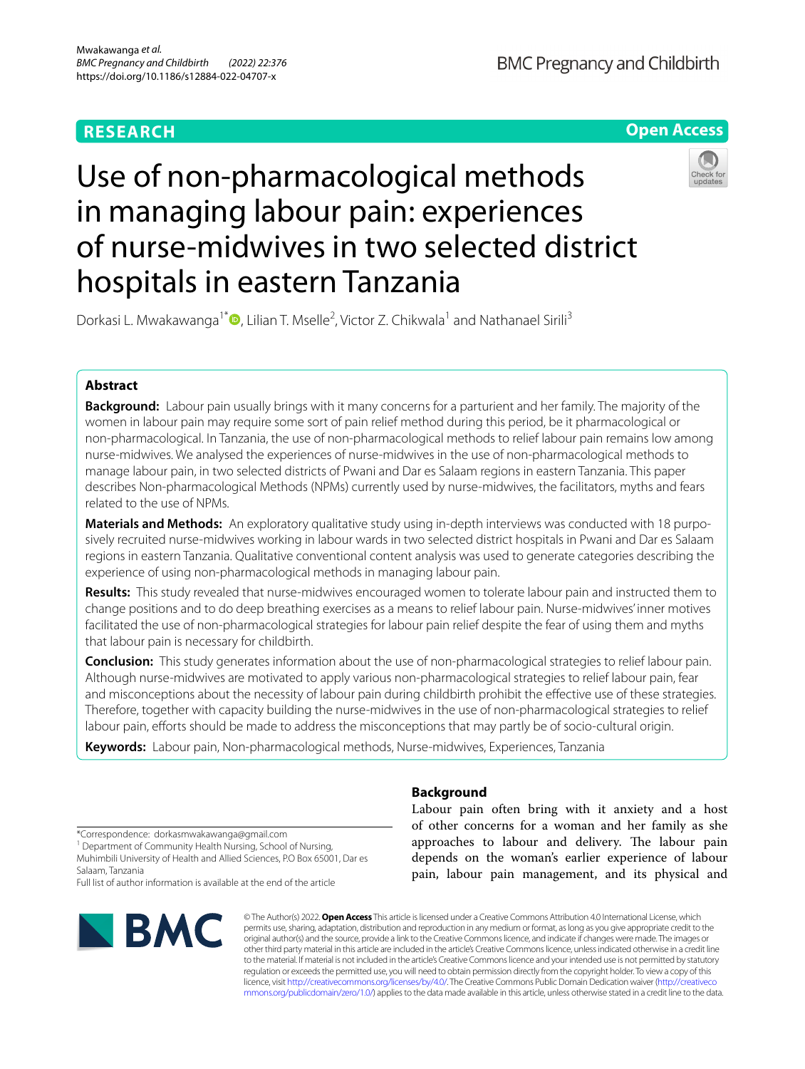RESEARCH

Open Access

# Use of non-pharmacological methods in managing labour pain: experiences of nurse-midwives in two selected district hospitals in eastern Tanzania

Dorkasi L. Mwakawanga[1*], Lilian T. Mselle[2], Victor Z. Chikwala[1] and Nathanael Sirili[3]

## Abstract

**Background:** Labour pain usually brings with it many concerns for a parturient and her family. The majority of the women in labour pain may require some sort of pain relief method during this period, be it pharmacological or non-pharmacological. In Tanzania, the use of non-pharmacological methods to relief labour pain remains low among nurse-midwives. We analysed the experiences of nurse-midwives in the use of non-pharmacological methods to manage labour pain, in two selected districts of Pwani and Dar es Salaam regions in eastern Tanzania. This paper describes Non-pharmacological Methods (NPMs) currently used by nurse-midwives, the facilitators, myths and fears related to the use of NPMs.

**Materials and Methods:** An exploratory qualitative study using in-depth interviews was conducted with 18 purposively recruited nurse-midwives working in labour wards in two selected district hospitals in Pwani and Dar es Salaam regions in eastern Tanzania. Qualitative conventional content analysis was used to generate categories describing the experience of using non-pharmacological methods in managing labour pain.

**Results:** This study revealed that nurse-midwives encouraged women to tolerate labour pain and instructed them to change positions and to do deep breathing exercises as a means to relief labour pain. Nurse-midwives' inner motives facilitated the use of non-pharmacological strategies for labour pain relief despite the fear of using them and myths that labour pain is necessary for childbirth.

**Conclusion:** This study generates information about the use of non-pharmacological strategies to relief labour pain. Although nurse-midwives are motivated to apply various non-pharmacological strategies to relief labour pain, fear and misconceptions about the necessity of labour pain during childbirth prohibit the effective use of these strategies. Therefore, together with capacity building the nurse-midwives in the use of non-pharmacological strategies to relief labour pain, efforts should be made to address the misconceptions that may partly be of socio-cultural origin.

**Keywords:** Labour pain, Non-pharmacological methods, Nurse-midwives, Experiences, Tanzania

## Background

Labour pain often bring with it anxiety and a host of other concerns for a woman and her family as she approaches to labour and delivery. The labour pain depends on the woman's earlier experience of labour pain, labour pain management, and its physical and

*Correspondence: dorkasmwakawanga@gmail.com
[1] Department of Community Health Nursing, School of Nursing, Muhimbili University of Health and Allied Sciences, P.O Box 65001, Dar es Salaam, Tanzania
Full list of author information is available at the end of the article

© The Author(s) 2022. **Open Access** This article is licensed under a Creative Commons Attribution 4.0 International License, which permits use, sharing, adaptation, distribution and reproduction in any medium or format, as long as you give appropriate credit to the original author(s) and the source, provide a link to the Creative Commons licence, and indicate if changes were made. The images or other third party material in this article are included in the article's Creative Commons licence, unless indicated otherwise in a credit line to the material. If material is not included in the article's Creative Commons licence and your intended use is not permitted by statutory regulation or exceeds the permitted use, you will need to obtain permission directly from the copyright holder. To view a copy of this licence, visit http://creativecommons.org/licenses/by/4.0/. The Creative Commons Public Domain Dedication waiver (http://creativecommons.org/publicdomain/zero/1.0/) applies to the data made available in this article, unless otherwise stated in a credit line to the data.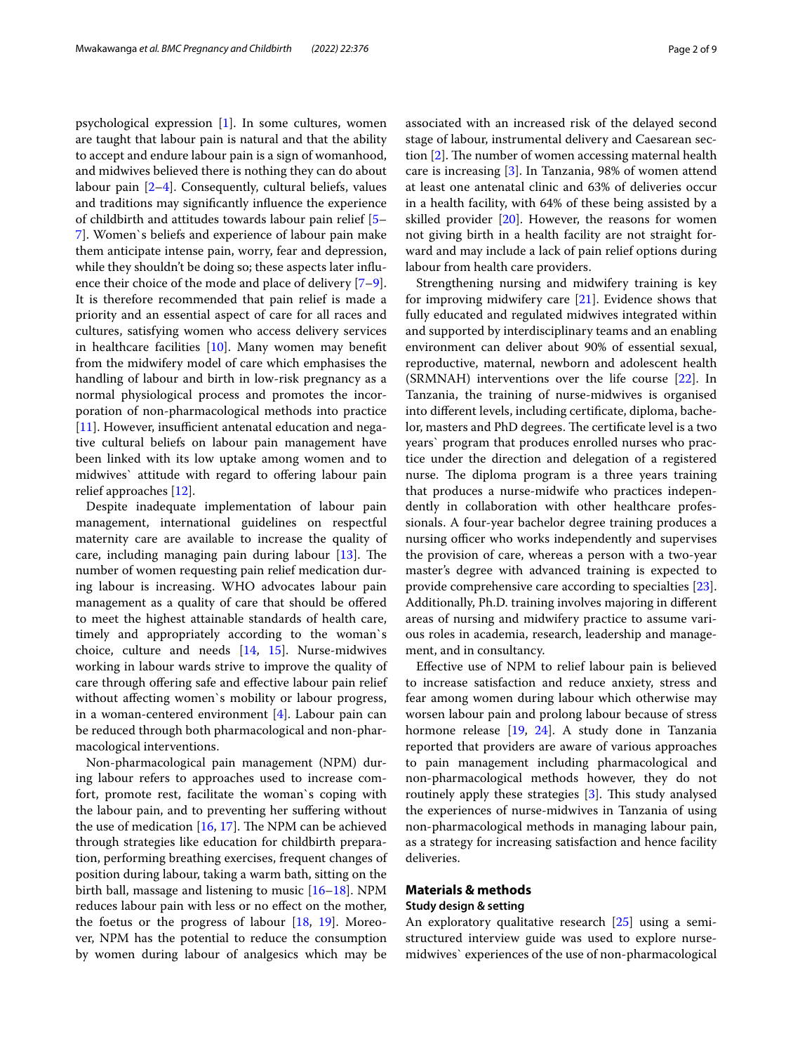psychological expression [1]. In some cultures, women are taught that labour pain is natural and that the ability to accept and endure labour pain is a sign of womanhood, and midwives believed there is nothing they can do about labour pain [2–4]. Consequently, cultural beliefs, values and traditions may significantly influence the experience of childbirth and attitudes towards labour pain relief [5–7]. Women`s beliefs and experience of labour pain make them anticipate intense pain, worry, fear and depression, while they shouldn't be doing so; these aspects later influence their choice of the mode and place of delivery [7–9]. It is therefore recommended that pain relief is made a priority and an essential aspect of care for all races and cultures, satisfying women who access delivery services in healthcare facilities [10]. Many women may benefit from the midwifery model of care which emphasises the handling of labour and birth in low-risk pregnancy as a normal physiological process and promotes the incorporation of non-pharmacological methods into practice [11]. However, insufficient antenatal education and negative cultural beliefs on labour pain management have been linked with its low uptake among women and to midwives` attitude with regard to offering labour pain relief approaches [12].

Despite inadequate implementation of labour pain management, international guidelines on respectful maternity care are available to increase the quality of care, including managing pain during labour [13]. The number of women requesting pain relief medication during labour is increasing. WHO advocates labour pain management as a quality of care that should be offered to meet the highest attainable standards of health care, timely and appropriately according to the woman`s choice, culture and needs [14, 15]. Nurse-midwives working in labour wards strive to improve the quality of care through offering safe and effective labour pain relief without affecting women`s mobility or labour progress, in a woman-centered environment [4]. Labour pain can be reduced through both pharmacological and non-pharmacological interventions.

Non-pharmacological pain management (NPM) during labour refers to approaches used to increase comfort, promote rest, facilitate the woman`s coping with the labour pain, and to preventing her suffering without the use of medication [16, 17]. The NPM can be achieved through strategies like education for childbirth preparation, performing breathing exercises, frequent changes of position during labour, taking a warm bath, sitting on the birth ball, massage and listening to music [16–18]. NPM reduces labour pain with less or no effect on the mother, the foetus or the progress of labour [18, 19]. Moreover, NPM has the potential to reduce the consumption by women during labour of analgesics which may be associated with an increased risk of the delayed second stage of labour, instrumental delivery and Caesarean section [2]. The number of women accessing maternal health care is increasing [3]. In Tanzania, 98% of women attend at least one antenatal clinic and 63% of deliveries occur in a health facility, with 64% of these being assisted by a skilled provider [20]. However, the reasons for women not giving birth in a health facility are not straight forward and may include a lack of pain relief options during labour from health care providers.

Strengthening nursing and midwifery training is key for improving midwifery care [21]. Evidence shows that fully educated and regulated midwives integrated within and supported by interdisciplinary teams and an enabling environment can deliver about 90% of essential sexual, reproductive, maternal, newborn and adolescent health (SRMNAH) interventions over the life course [22]. In Tanzania, the training of nurse-midwives is organised into different levels, including certificate, diploma, bachelor, masters and PhD degrees. The certificate level is a two years` program that produces enrolled nurses who practice under the direction and delegation of a registered nurse. The diploma program is a three years training that produces a nurse-midwife who practices independently in collaboration with other healthcare professionals. A four-year bachelor degree training produces a nursing officer who works independently and supervises the provision of care, whereas a person with a two-year master's degree with advanced training is expected to provide comprehensive care according to specialties [23]. Additionally, Ph.D. training involves majoring in different areas of nursing and midwifery practice to assume various roles in academia, research, leadership and management, and in consultancy.

Effective use of NPM to relief labour pain is believed to increase satisfaction and reduce anxiety, stress and fear among women during labour which otherwise may worsen labour pain and prolong labour because of stress hormone release [19, 24]. A study done in Tanzania reported that providers are aware of various approaches to pain management including pharmacological and non-pharmacological methods however, they do not routinely apply these strategies [3]. This study analysed the experiences of nurse-midwives in Tanzania of using non-pharmacological methods in managing labour pain, as a strategy for increasing satisfaction and hence facility deliveries.

## Materials & methods

### Study design & setting

An exploratory qualitative research [25] using a semi-structured interview guide was used to explore nurse-midwives` experiences of the use of non-pharmacological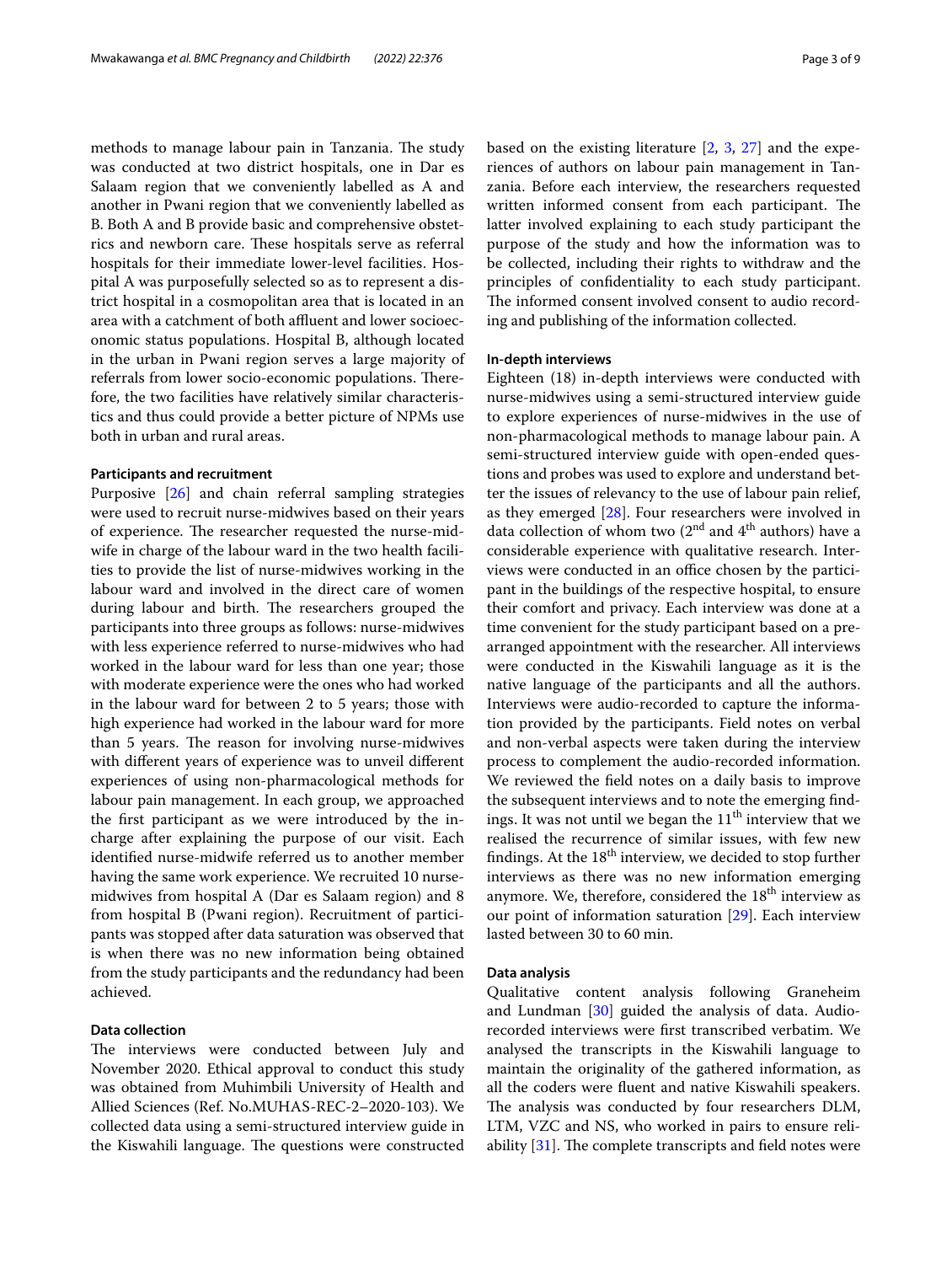methods to manage labour pain in Tanzania. The study was conducted at two district hospitals, one in Dar es Salaam region that we conveniently labelled as A and another in Pwani region that we conveniently labelled as B. Both A and B provide basic and comprehensive obstetrics and newborn care. These hospitals serve as referral hospitals for their immediate lower-level facilities. Hospital A was purposefully selected so as to represent a district hospital in a cosmopolitan area that is located in an area with a catchment of both affluent and lower socioeconomic status populations. Hospital B, although located in the urban in Pwani region serves a large majority of referrals from lower socio-economic populations. Therefore, the two facilities have relatively similar characteristics and thus could provide a better picture of NPMs use both in urban and rural areas.

### Participants and recruitment

Purposive [26] and chain referral sampling strategies were used to recruit nurse-midwives based on their years of experience. The researcher requested the nurse-midwife in charge of the labour ward in the two health facilities to provide the list of nurse-midwives working in the labour ward and involved in the direct care of women during labour and birth. The researchers grouped the participants into three groups as follows: nurse-midwives with less experience referred to nurse-midwives who had worked in the labour ward for less than one year; those with moderate experience were the ones who had worked in the labour ward for between 2 to 5 years; those with high experience had worked in the labour ward for more than 5 years. The reason for involving nurse-midwives with different years of experience was to unveil different experiences of using non-pharmacological methods for labour pain management. In each group, we approached the first participant as we were introduced by the in-charge after explaining the purpose of our visit. Each identified nurse-midwife referred us to another member having the same work experience. We recruited 10 nurse-midwives from hospital A (Dar es Salaam region) and 8 from hospital B (Pwani region). Recruitment of participants was stopped after data saturation was observed that is when there was no new information being obtained from the study participants and the redundancy had been achieved.

### Data collection

The interviews were conducted between July and November 2020. Ethical approval to conduct this study was obtained from Muhimbili University of Health and Allied Sciences (Ref. No.MUHAS-REC-2–2020-103). We collected data using a semi-structured interview guide in the Kiswahili language. The questions were constructed based on the existing literature [2, 3, 27] and the experiences of authors on labour pain management in Tanzania. Before each interview, the researchers requested written informed consent from each participant. The latter involved explaining to each study participant the purpose of the study and how the information was to be collected, including their rights to withdraw and the principles of confidentiality to each study participant. The informed consent involved consent to audio recording and publishing of the information collected.

### In-depth interviews

Eighteen (18) in-depth interviews were conducted with nurse-midwives using a semi-structured interview guide to explore experiences of nurse-midwives in the use of non-pharmacological methods to manage labour pain. A semi-structured interview guide with open-ended questions and probes was used to explore and understand better the issues of relevancy to the use of labour pain relief, as they emerged [28]. Four researchers were involved in data collection of whom two (2nd and 4th authors) have a considerable experience with qualitative research. Interviews were conducted in an office chosen by the participant in the buildings of the respective hospital, to ensure their comfort and privacy. Each interview was done at a time convenient for the study participant based on a pre-arranged appointment with the researcher. All interviews were conducted in the Kiswahili language as it is the native language of the participants and all the authors. Interviews were audio-recorded to capture the information provided by the participants. Field notes on verbal and non-verbal aspects were taken during the interview process to complement the audio-recorded information. We reviewed the field notes on a daily basis to improve the subsequent interviews and to note the emerging findings. It was not until we began the 11th interview that we realised the recurrence of similar issues, with few new findings. At the 18th interview, we decided to stop further interviews as there was no new information emerging anymore. We, therefore, considered the 18th interview as our point of information saturation [29]. Each interview lasted between 30 to 60 min.

### Data analysis

Qualitative content analysis following Graneheim and Lundman [30] guided the analysis of data. Audio-recorded interviews were first transcribed verbatim. We analysed the transcripts in the Kiswahili language to maintain the originality of the gathered information, as all the coders were fluent and native Kiswahili speakers. The analysis was conducted by four researchers DLM, LTM, VZC and NS, who worked in pairs to ensure reliability [31]. The complete transcripts and field notes were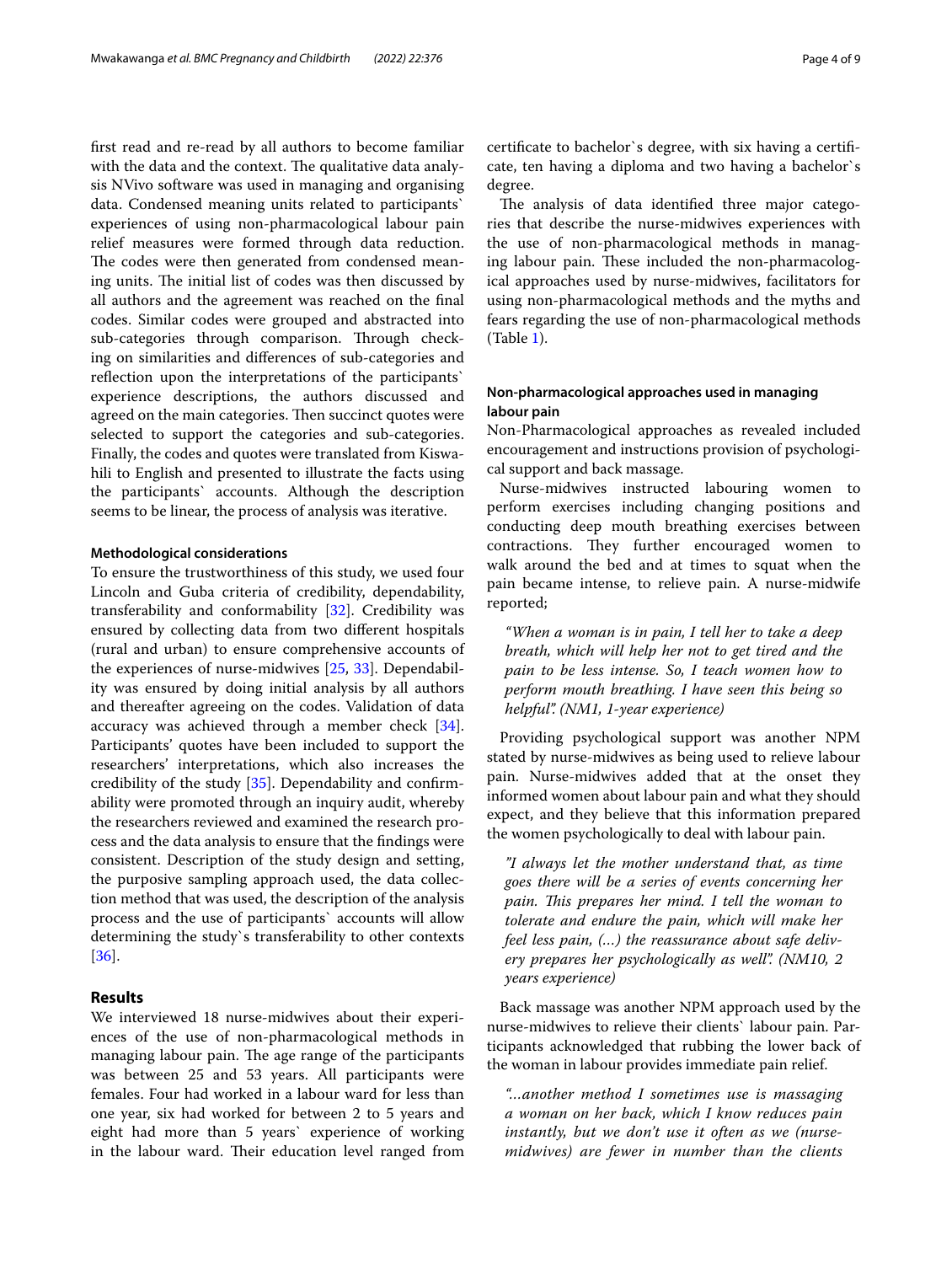first read and re-read by all authors to become familiar with the data and the context. The qualitative data analysis NVivo software was used in managing and organising data. Condensed meaning units related to participants` experiences of using non-pharmacological labour pain relief measures were formed through data reduction. The codes were then generated from condensed meaning units. The initial list of codes was then discussed by all authors and the agreement was reached on the final codes. Similar codes were grouped and abstracted into sub-categories through comparison. Through checking on similarities and differences of sub-categories and reflection upon the interpretations of the participants` experience descriptions, the authors discussed and agreed on the main categories. Then succinct quotes were selected to support the categories and sub-categories. Finally, the codes and quotes were translated from Kiswahili to English and presented to illustrate the facts using the participants` accounts. Although the description seems to be linear, the process of analysis was iterative.

#### Methodological considerations

To ensure the trustworthiness of this study, we used four Lincoln and Guba criteria of credibility, dependability, transferability and conformability [32]. Credibility was ensured by collecting data from two different hospitals (rural and urban) to ensure comprehensive accounts of the experiences of nurse-midwives [25, 33]. Dependability was ensured by doing initial analysis by all authors and thereafter agreeing on the codes. Validation of data accuracy was achieved through a member check [34]. Participants' quotes have been included to support the researchers' interpretations, which also increases the credibility of the study [35]. Dependability and confirmability were promoted through an inquiry audit, whereby the researchers reviewed and examined the research process and the data analysis to ensure that the findings were consistent. Description of the study design and setting, the purposive sampling approach used, the data collection method that was used, the description of the analysis process and the use of participants` accounts will allow determining the study`s transferability to other contexts [36].

## Results

We interviewed 18 nurse-midwives about their experiences of the use of non-pharmacological methods in managing labour pain. The age range of the participants was between 25 and 53 years. All participants were females. Four had worked in a labour ward for less than one year, six had worked for between 2 to 5 years and eight had more than 5 years` experience of working in the labour ward. Their education level ranged from certificate to bachelor`s degree, with six having a certificate, ten having a diploma and two having a bachelor`s degree.

The analysis of data identified three major categories that describe the nurse-midwives experiences with the use of non-pharmacological methods in managing labour pain. These included the non-pharmacological approaches used by nurse-midwives, facilitators for using non-pharmacological methods and the myths and fears regarding the use of non-pharmacological methods (Table 1).

### Non-pharmacological approaches used in managing labour pain

Non-Pharmacological approaches as revealed included encouragement and instructions provision of psychological support and back massage.

Nurse-midwives instructed labouring women to perform exercises including changing positions and conducting deep mouth breathing exercises between contractions. They further encouraged women to walk around the bed and at times to squat when the pain became intense, to relieve pain. A nurse-midwife reported;

> *"When a woman is in pain, I tell her to take a deep breath, which will help her not to get tired and the pain to be less intense. So, I teach women how to perform mouth breathing. I have seen this being so helpful". (NM1, 1-year experience)*

Providing psychological support was another NPM stated by nurse-midwives as being used to relieve labour pain. Nurse-midwives added that at the onset they informed women about labour pain and what they should expect, and they believe that this information prepared the women psychologically to deal with labour pain.

> *"I always let the mother understand that, as time goes there will be a series of events concerning her pain. This prepares her mind. I tell the woman to tolerate and endure the pain, which will make her feel less pain, (…) the reassurance about safe delivery prepares her psychologically as well". (NM10, 2 years experience)*

Back massage was another NPM approach used by the nurse-midwives to relieve their clients` labour pain. Participants acknowledged that rubbing the lower back of the woman in labour provides immediate pain relief.

> *"…another method I sometimes use is massaging a woman on her back, which I know reduces pain instantly, but we don't use it often as we (nurse-midwives) are fewer in number than the clients*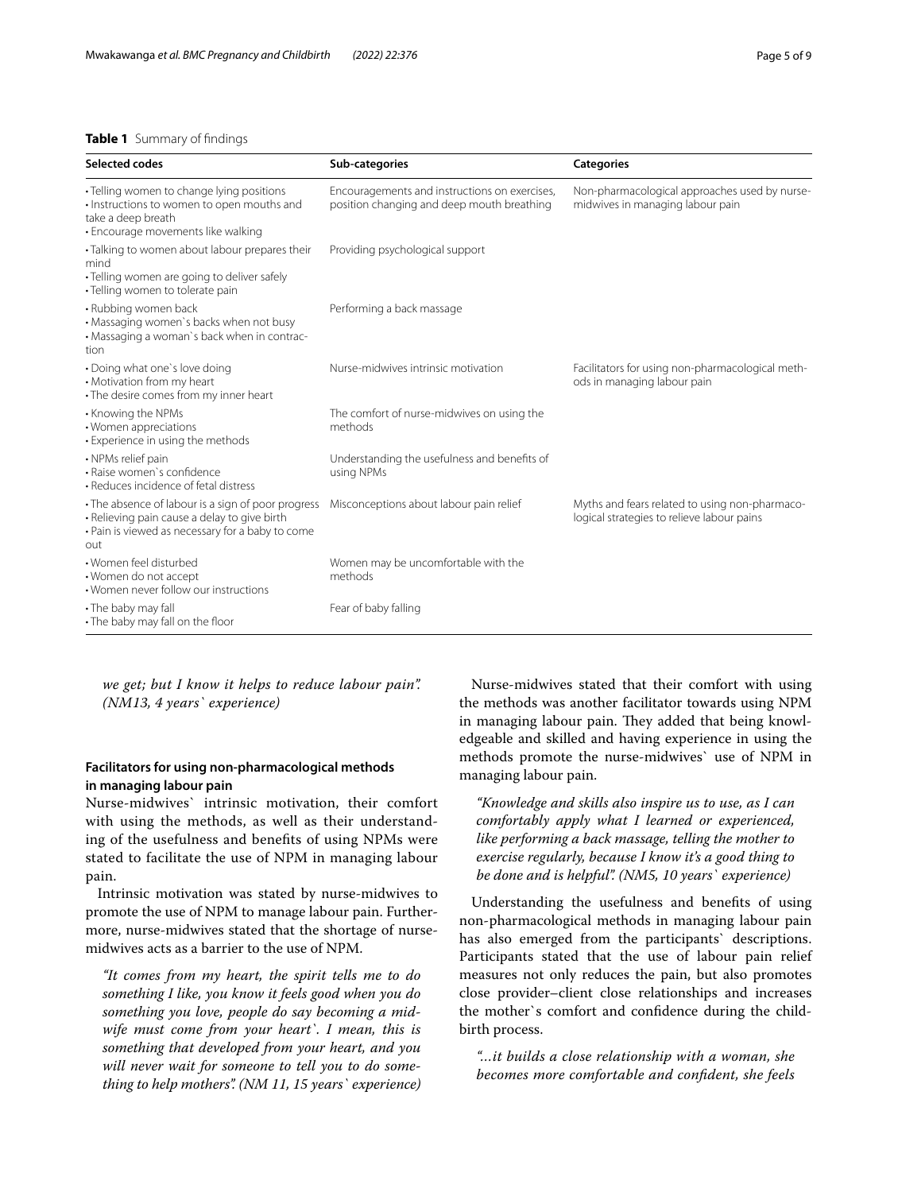**Table 1** Summary of findings

| Selected codes | Sub-categories | Categories |
|---|---|---|
| • Telling women to change lying positions<br>• Instructions to women to open mouths and take a deep breath<br>• Encourage movements like walking | Encouragements and instructions on exercises, position changing and deep mouth breathing | Non-pharmacological approaches used by nurse-midwives in managing labour pain |
| • Talking to women about labour prepares their mind<br>• Telling women are going to deliver safely<br>• Telling women to tolerate pain | Providing psychological support | |
| • Rubbing women back<br>• Massaging women`s backs when not busy<br>• Massaging a woman`s back when in contraction | Performing a back massage | |
| • Doing what one`s love doing<br>• Motivation from my heart<br>• The desire comes from my inner heart | Nurse-midwives intrinsic motivation | Facilitators for using non-pharmacological methods in managing labour pain |
| • Knowing the NPMs<br>• Women appreciations<br>• Experience in using the methods | The comfort of nurse-midwives on using the methods | |
| • NPMs relief pain<br>• Raise women`s confidence<br>• Reduces incidence of fetal distress | Understanding the usefulness and benefits of using NPMs | |
| • The absence of labour is a sign of poor progress<br>• Relieving pain cause a delay to give birth<br>• Pain is viewed as necessary for a baby to come out | Misconceptions about labour pain relief | Myths and fears related to using non-pharmacological strategies to relieve labour pains |
| • Women feel disturbed<br>• Women do not accept<br>• Women never follow our instructions | Women may be uncomfortable with the methods | |
| • The baby may fall<br>• The baby may fall on the floor | Fear of baby falling | |

*we get; but I know it helps to reduce labour pain". (NM13, 4 years` experience)*

### Facilitators for using non-pharmacological methods in managing labour pain

Nurse-midwives` intrinsic motivation, their comfort with using the methods, as well as their understanding of the usefulness and benefits of using NPMs were stated to facilitate the use of NPM in managing labour pain.

Intrinsic motivation was stated by nurse-midwives to promote the use of NPM to manage labour pain. Furthermore, nurse-midwives stated that the shortage of nurse-midwives acts as a barrier to the use of NPM.

> *"It comes from my heart, the spirit tells me to do something I like, you know it feels good when you do something you love, people do say becoming a midwife must come from your heart`. I mean, this is something that developed from your heart, and you will never wait for someone to tell you to do something to help mothers". (NM 11, 15 years` experience)*

Nurse-midwives stated that their comfort with using the methods was another facilitator towards using NPM in managing labour pain. They added that being knowledgeable and skilled and having experience in using the methods promote the nurse-midwives` use of NPM in managing labour pain.

> *"Knowledge and skills also inspire us to use, as I can comfortably apply what I learned or experienced, like performing a back massage, telling the mother to exercise regularly, because I know it's a good thing to be done and is helpful". (NM5, 10 years` experience)*

Understanding the usefulness and benefits of using non-pharmacological methods in managing labour pain has also emerged from the participants` descriptions. Participants stated that the use of labour pain relief measures not only reduces the pain, but also promotes close provider–client close relationships and increases the mother`s comfort and confidence during the childbirth process.

> *"...it builds a close relationship with a woman, she becomes more comfortable and confident, she feels*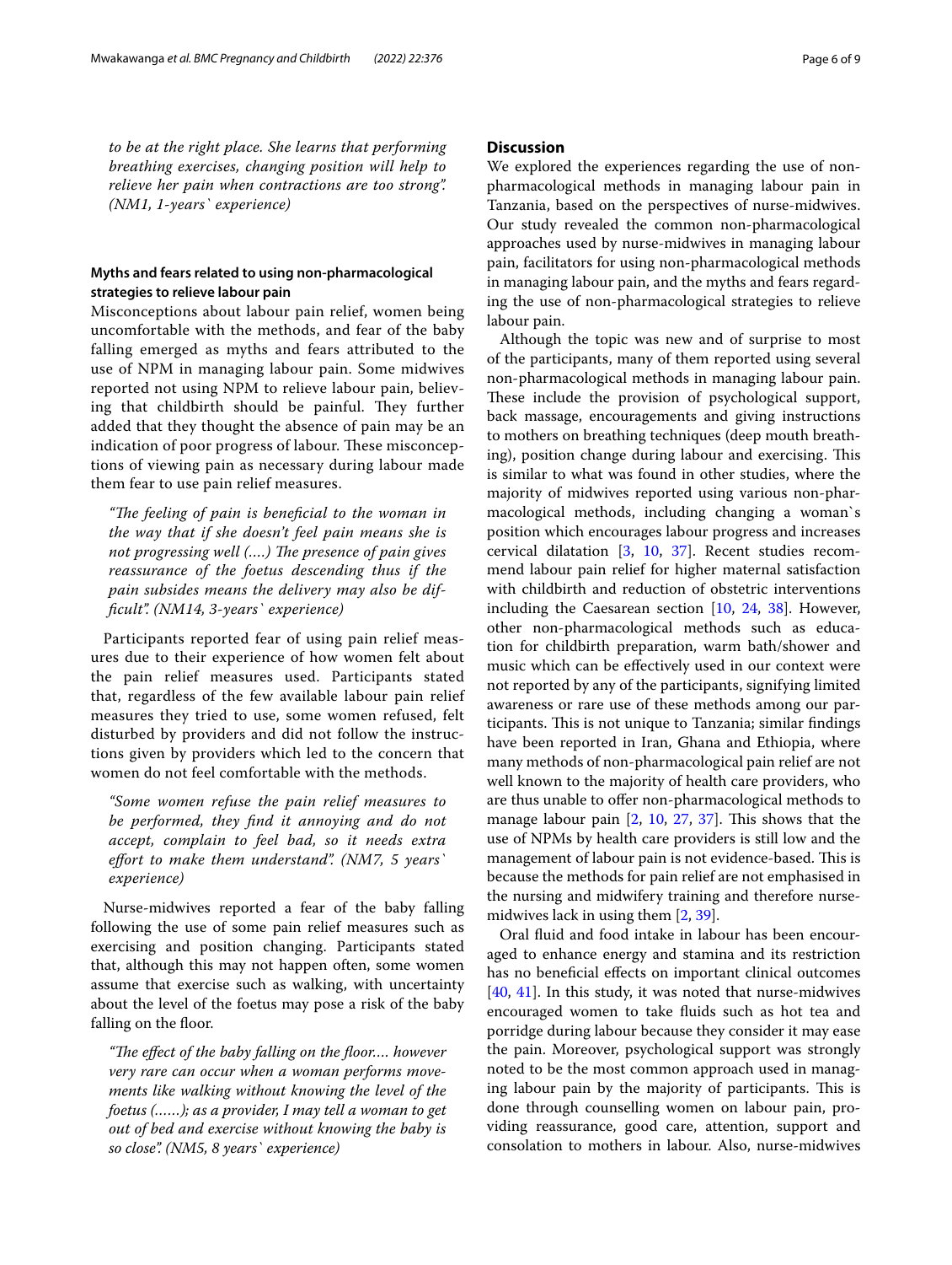*to be at the right place. She learns that performing breathing exercises, changing position will help to relieve her pain when contractions are too strong". (NM1, 1-years` experience)*

### Myths and fears related to using non-pharmacological strategies to relieve labour pain

Misconceptions about labour pain relief, women being uncomfortable with the methods, and fear of the baby falling emerged as myths and fears attributed to the use of NPM in managing labour pain. Some midwives reported not using NPM to relieve labour pain, believing that childbirth should be painful. They further added that they thought the absence of pain may be an indication of poor progress of labour. These misconceptions of viewing pain as necessary during labour made them fear to use pain relief measures.

> *"The feeling of pain is beneficial to the woman in the way that if she doesn't feel pain means she is not progressing well (....) The presence of pain gives reassurance of the foetus descending thus if the pain subsides means the delivery may also be difficult". (NM14, 3-years` experience)*

Participants reported fear of using pain relief measures due to their experience of how women felt about the pain relief measures used. Participants stated that, regardless of the few available labour pain relief measures they tried to use, some women refused, felt disturbed by providers and did not follow the instructions given by providers which led to the concern that women do not feel comfortable with the methods.

> *"Some women refuse the pain relief measures to be performed, they find it annoying and do not accept, complain to feel bad, so it needs extra effort to make them understand". (NM7, 5 years` experience)*

Nurse-midwives reported a fear of the baby falling following the use of some pain relief measures such as exercising and position changing. Participants stated that, although this may not happen often, some women assume that exercise such as walking, with uncertainty about the level of the foetus may pose a risk of the baby falling on the floor.

> *"The effect of the baby falling on the floor.... however very rare can occur when a woman performs movements like walking without knowing the level of the foetus (……); as a provider, I may tell a woman to get out of bed and exercise without knowing the baby is so close". (NM5, 8 years` experience)*

## Discussion

We explored the experiences regarding the use of non-pharmacological methods in managing labour pain in Tanzania, based on the perspectives of nurse-midwives. Our study revealed the common non-pharmacological approaches used by nurse-midwives in managing labour pain, facilitators for using non-pharmacological methods in managing labour pain, and the myths and fears regarding the use of non-pharmacological strategies to relieve labour pain.

Although the topic was new and of surprise to most of the participants, many of them reported using several non-pharmacological methods in managing labour pain. These include the provision of psychological support, back massage, encouragements and giving instructions to mothers on breathing techniques (deep mouth breathing), position change during labour and exercising. This is similar to what was found in other studies, where the majority of midwives reported using various non-pharmacological methods, including changing a woman`s position which encourages labour progress and increases cervical dilatation [3, 10, 37]. Recent studies recommend labour pain relief for higher maternal satisfaction with childbirth and reduction of obstetric interventions including the Caesarean section [10, 24, 38]. However, other non-pharmacological methods such as education for childbirth preparation, warm bath/shower and music which can be effectively used in our context were not reported by any of the participants, signifying limited awareness or rare use of these methods among our participants. This is not unique to Tanzania; similar findings have been reported in Iran, Ghana and Ethiopia, where many methods of non-pharmacological pain relief are not well known to the majority of health care providers, who are thus unable to offer non-pharmacological methods to manage labour pain [2, 10, 27, 37]. This shows that the use of NPMs by health care providers is still low and the management of labour pain is not evidence-based. This is because the methods for pain relief are not emphasised in the nursing and midwifery training and therefore nurse-midwives lack in using them [2, 39].

Oral fluid and food intake in labour has been encouraged to enhance energy and stamina and its restriction has no beneficial effects on important clinical outcomes [40, 41]. In this study, it was noted that nurse-midwives encouraged women to take fluids such as hot tea and porridge during labour because they consider it may ease the pain. Moreover, psychological support was strongly noted to be the most common approach used in managing labour pain by the majority of participants. This is done through counselling women on labour pain, providing reassurance, good care, attention, support and consolation to mothers in labour. Also, nurse-midwives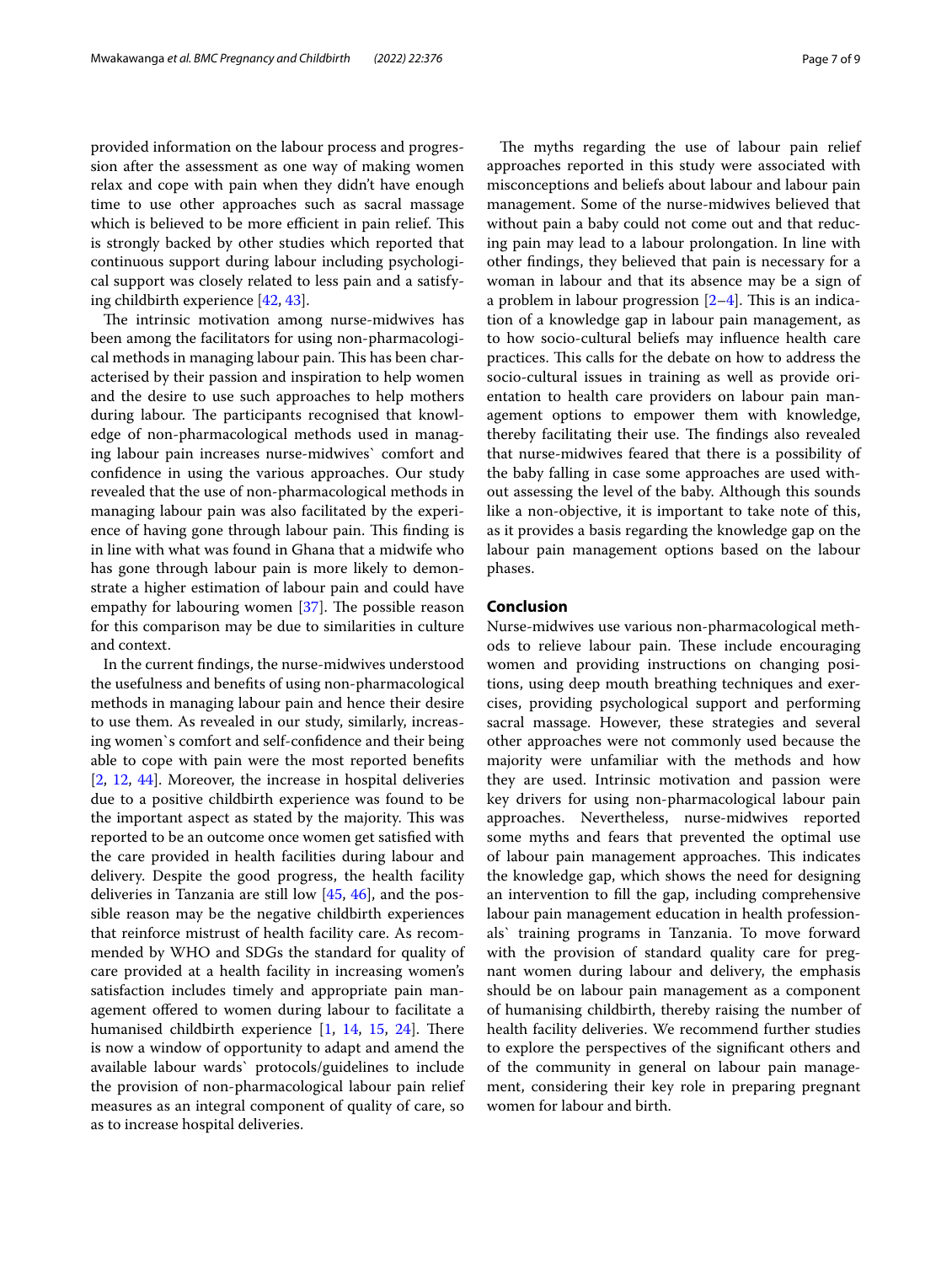provided information on the labour process and progression after the assessment as one way of making women relax and cope with pain when they didn't have enough time to use other approaches such as sacral massage which is believed to be more efficient in pain relief. This is strongly backed by other studies which reported that continuous support during labour including psychological support was closely related to less pain and a satisfying childbirth experience [42, 43].

The intrinsic motivation among nurse-midwives has been among the facilitators for using non-pharmacological methods in managing labour pain. This has been characterised by their passion and inspiration to help women and the desire to use such approaches to help mothers during labour. The participants recognised that knowledge of non-pharmacological methods used in managing labour pain increases nurse-midwives` comfort and confidence in using the various approaches. Our study revealed that the use of non-pharmacological methods in managing labour pain was also facilitated by the experience of having gone through labour pain. This finding is in line with what was found in Ghana that a midwife who has gone through labour pain is more likely to demonstrate a higher estimation of labour pain and could have empathy for labouring women [37]. The possible reason for this comparison may be due to similarities in culture and context.

In the current findings, the nurse-midwives understood the usefulness and benefits of using non-pharmacological methods in managing labour pain and hence their desire to use them. As revealed in our study, similarly, increasing women`s comfort and self-confidence and their being able to cope with pain were the most reported benefits [2, 12, 44]. Moreover, the increase in hospital deliveries due to a positive childbirth experience was found to be the important aspect as stated by the majority. This was reported to be an outcome once women get satisfied with the care provided in health facilities during labour and delivery. Despite the good progress, the health facility deliveries in Tanzania are still low [45, 46], and the possible reason may be the negative childbirth experiences that reinforce mistrust of health facility care. As recommended by WHO and SDGs the standard for quality of care provided at a health facility in increasing women's satisfaction includes timely and appropriate pain management offered to women during labour to facilitate a humanised childbirth experience [1, 14, 15, 24]. There is now a window of opportunity to adapt and amend the available labour wards` protocols/guidelines to include the provision of non-pharmacological labour pain relief measures as an integral component of quality of care, so as to increase hospital deliveries.

The myths regarding the use of labour pain relief approaches reported in this study were associated with misconceptions and beliefs about labour and labour pain management. Some of the nurse-midwives believed that without pain a baby could not come out and that reducing pain may lead to a labour prolongation. In line with other findings, they believed that pain is necessary for a woman in labour and that its absence may be a sign of a problem in labour progression [2–4]. This is an indication of a knowledge gap in labour pain management, as to how socio-cultural beliefs may influence health care practices. This calls for the debate on how to address the socio-cultural issues in training as well as provide orientation to health care providers on labour pain management options to empower them with knowledge, thereby facilitating their use. The findings also revealed that nurse-midwives feared that there is a possibility of the baby falling in case some approaches are used without assessing the level of the baby. Although this sounds like a non-objective, it is important to take note of this, as it provides a basis regarding the knowledge gap on the labour pain management options based on the labour phases.

## Conclusion

Nurse-midwives use various non-pharmacological methods to relieve labour pain. These include encouraging women and providing instructions on changing positions, using deep mouth breathing techniques and exercises, providing psychological support and performing sacral massage. However, these strategies and several other approaches were not commonly used because the majority were unfamiliar with the methods and how they are used. Intrinsic motivation and passion were key drivers for using non-pharmacological labour pain approaches. Nevertheless, nurse-midwives reported some myths and fears that prevented the optimal use of labour pain management approaches. This indicates the knowledge gap, which shows the need for designing an intervention to fill the gap, including comprehensive labour pain management education in health professionals` training programs in Tanzania. To move forward with the provision of standard quality care for pregnant women during labour and delivery, the emphasis should be on labour pain management as a component of humanising childbirth, thereby raising the number of health facility deliveries. We recommend further studies to explore the perspectives of the significant others and of the community in general on labour pain management, considering their key role in preparing pregnant women for labour and birth.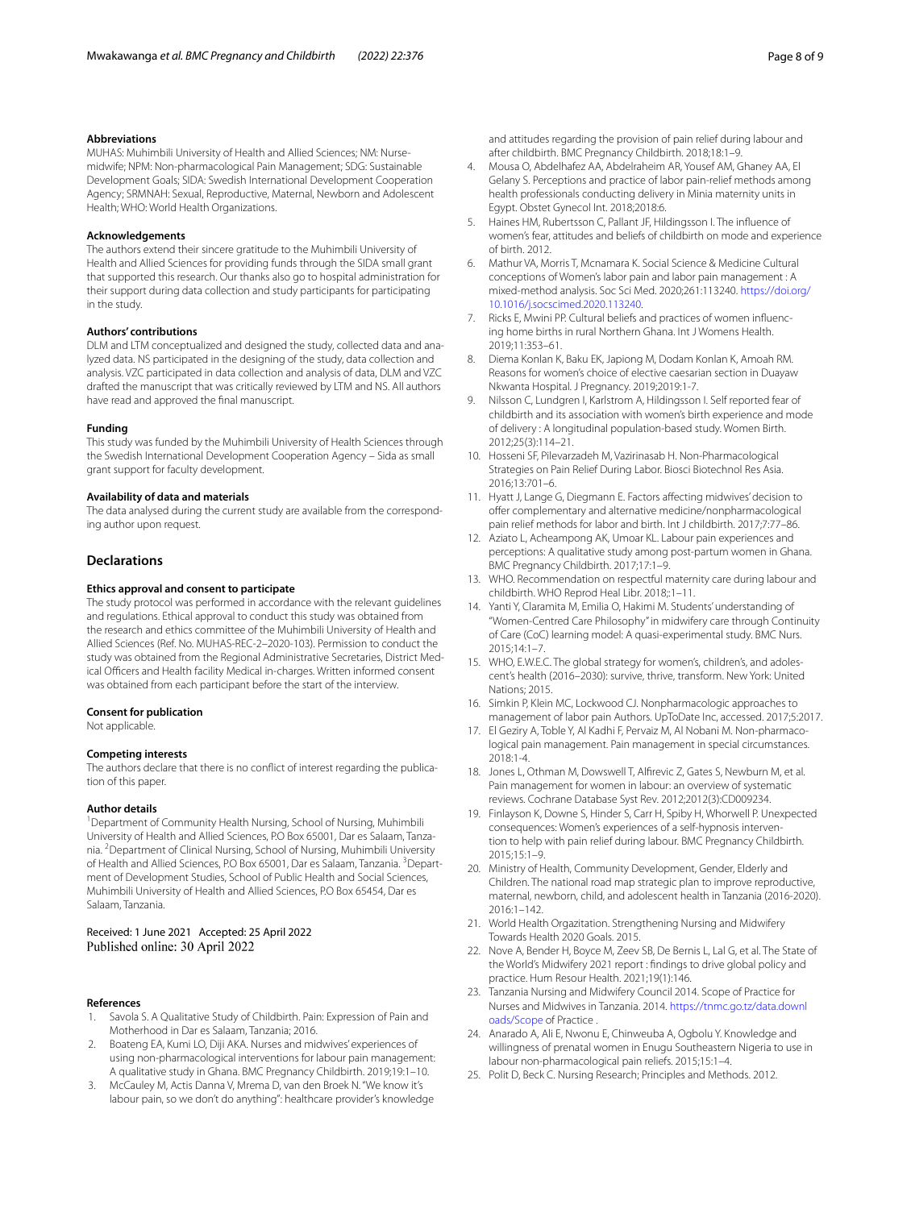**Abbreviations**

MUHAS: Muhimbili University of Health and Allied Sciences; NM: Nurse-midwife; NPM: Non-pharmacological Pain Management; SDG: Sustainable Development Goals; SIDA: Swedish International Development Cooperation Agency; SRMNAH: Sexual, Reproductive, Maternal, Newborn and Adolescent Health; WHO: World Health Organizations.

**Acknowledgements**

The authors extend their sincere gratitude to the Muhimbili University of Health and Allied Sciences for providing funds through the SIDA small grant that supported this research. Our thanks also go to hospital administration for their support during data collection and study participants for participating in the study.

**Authors' contributions**

DLM and LTM conceptualized and designed the study, collected data and analyzed data. NS participated in the designing of the study, data collection and analysis. VZC participated in data collection and analysis of data, DLM and VZC drafted the manuscript that was critically reviewed by LTM and NS. All authors have read and approved the final manuscript.

**Funding**

This study was funded by the Muhimbili University of Health Sciences through the Swedish International Development Cooperation Agency – Sida as small grant support for faculty development.

**Availability of data and materials**

The data analysed during the current study are available from the corresponding author upon request.

## Declarations

**Ethics approval and consent to participate**

The study protocol was performed in accordance with the relevant guidelines and regulations. Ethical approval to conduct this study was obtained from the research and ethics committee of the Muhimbili University of Health and Allied Sciences (Ref. No. MUHAS-REC-2–2020-103). Permission to conduct the study was obtained from the Regional Administrative Secretaries, District Medical Officers and Health facility Medical in-charges. Written informed consent was obtained from each participant before the start of the interview.

**Consent for publication**

Not applicable.

**Competing interests**

The authors declare that there is no conflict of interest regarding the publication of this paper.

**Author details**

[1]Department of Community Health Nursing, School of Nursing, Muhimbili University of Health and Allied Sciences, P.O Box 65001, Dar es Salaam, Tanzania. [2]Department of Clinical Nursing, School of Nursing, Muhimbili University of Health and Allied Sciences, P.O Box 65001, Dar es Salaam, Tanzania. [3]Department of Development Studies, School of Public Health and Social Sciences, Muhimbili University of Health and Allied Sciences, P.O Box 65454, Dar es Salaam, Tanzania.

Received: 1 June 2021 Accepted: 25 April 2022
Published online: 30 April 2022

**References**

1. Savola S. A Qualitative Study of Childbirth. Pain: Expression of Pain and Motherhood in Dar es Salaam, Tanzania; 2016.
2. Boateng EA, Kumi LO, Diji AKA. Nurses and midwives' experiences of using non-pharmacological interventions for labour pain management: A qualitative study in Ghana. BMC Pregnancy Childbirth. 2019;19:1–10.
3. McCauley M, Actis Danna V, Mrema D, van den Broek N. "We know it's labour pain, so we don't do anything": healthcare provider's knowledge and attitudes regarding the provision of pain relief during labour and after childbirth. BMC Pregnancy Childbirth. 2018;18:1–9.
4. Mousa O, Abdelhafez AA, Abdelraheim AR, Yousef AM, Ghaney AA, El Gelany S. Perceptions and practice of labor pain-relief methods among health professionals conducting delivery in Minia maternity units in Egypt. Obstet Gynecol Int. 2018;2018:6.
5. Haines HM, Rubertsson C, Pallant JF, Hildingsson I. The influence of women's fear, attitudes and beliefs of childbirth on mode and experience of birth. 2012.
6. Mathur VA, Morris T, Mcnamara K. Social Science & Medicine Cultural conceptions of Women's labor pain and labor pain management : A mixed-method analysis. Soc Sci Med. 2020;261:113240. https://doi.org/10.1016/j.socscimed.2020.113240.
7. Ricks E, Mwini PP. Cultural beliefs and practices of women influencing home births in rural Northern Ghana. Int J Womens Health. 2019;11:353–61.
8. Diema Konlan K, Baku EK, Japiong M, Dodam Konlan K, Amoah RM. Reasons for women's choice of elective caesarian section in Duayaw Nkwanta Hospital. J Pregnancy. 2019;2019:1-7.
9. Nilsson C, Lundgren I, Karlstrom A, Hildingsson I. Self reported fear of childbirth and its association with women's birth experience and mode of delivery : A longitudinal population-based study. Women Birth. 2012;25(3):114–21.
10. Hosseni SF, Pilevarzadeh M, Vazirinasab H. Non-Pharmacological Strategies on Pain Relief During Labor. Biosci Biotechnol Res Asia. 2016;13:701–6.
11. Hyatt J, Lange G, Diegmann E. Factors affecting midwives' decision to offer complementary and alternative medicine/nonpharmacological pain relief methods for labor and birth. Int J childbirth. 2017;7:77–86.
12. Aziato L, Acheampong AK, Umoar KL. Labour pain experiences and perceptions: A qualitative study among post-partum women in Ghana. BMC Pregnancy Childbirth. 2017;17:1–9.
13. WHO. Recommendation on respectful maternity care during labour and childbirth. WHO Reprod Heal Libr. 2018;:1–11.
14. Yanti Y, Claramita M, Emilia O, Hakimi M. Students' understanding of "Women-Centred Care Philosophy" in midwifery care through Continuity of Care (CoC) learning model: A quasi-experimental study. BMC Nurs. 2015;14:1–7.
15. WHO, E.W.E.C. The global strategy for women's, children's, and adolescent's health (2016–2030): survive, thrive, transform. New York: United Nations; 2015.
16. Simkin P, Klein MC, Lockwood CJ. Nonpharmacologic approaches to management of labor pain Authors. UpToDate Inc, accessed. 2017;5:2017.
17. El Geziry A, Toble Y, Al Kadhi F, Pervaiz M, Al Nobani M. Non-pharmacological pain management. Pain management in special circumstances. 2018:1-4.
18. Jones L, Othman M, Dowswell T, Alfirevic Z, Gates S, Newburn M, et al. Pain management for women in labour: an overview of systematic reviews. Cochrane Database Syst Rev. 2012;2012(3):CD009234.
19. Finlayson K, Downe S, Hinder S, Carr H, Spiby H, Whorwell P. Unexpected consequences: Women's experiences of a self-hypnosis intervention to help with pain relief during labour. BMC Pregnancy Childbirth. 2015;15:1–9.
20. Ministry of Health, Community Development, Gender, Elderly and Children. The national road map strategic plan to improve reproductive, maternal, newborn, child, and adolescent health in Tanzania (2016-2020). 2016:1–142.
21. World Health Orgazitation. Strengthening Nursing and Midwifery Towards Health 2020 Goals. 2015.
22. Nove A, Bender H, Boyce M, Zeev SB, De Bernis L, Lal G, et al. The State of the World's Midwifery 2021 report : findings to drive global policy and practice. Hum Resour Health. 2021;19(1):146.
23. Tanzania Nursing and Midwifery Council 2014. Scope of Practice for Nurses and Midwives in Tanzania. 2014. https://tnmc.go.tz/data.downloads/Scope of Practice .
24. Anarado A, Ali E, Nwonu E, Chinweuba A, Ogbolu Y. Knowledge and willingness of prenatal women in Enugu Southeastern Nigeria to use in labour non-pharmacological pain reliefs. 2015;15:1–4.
25. Polit D, Beck C. Nursing Research; Principles and Methods. 2012.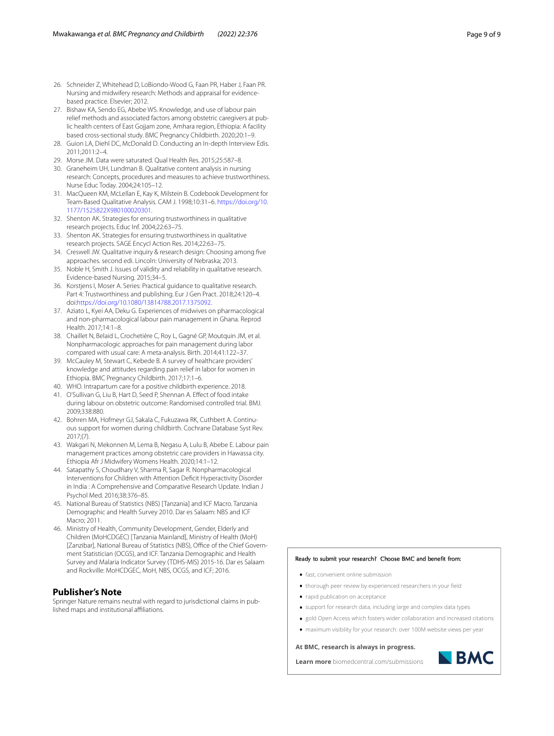26. Schneider Z, Whitehead D, LoBiondo-Wood G, Faan PR, Haber J, Faan PR. Nursing and midwifery research: Methods and appraisal for evidence-based practice. Elsevier; 2012.
27. Bishaw KA, Sendo EG, Abebe WS. Knowledge, and use of labour pain relief methods and associated factors among obstetric caregivers at public health centers of East Gojjam zone, Amhara region, Ethiopia: A facility based cross-sectional study. BMC Pregnancy Childbirth. 2020;20:1–9.
28. Guion LA, Diehl DC, McDonald D. Conducting an In-depth Interview Edis. 2011;2011:2–4.
29. Morse JM. Data were saturated. Qual Health Res. 2015;25:587–8.
30. Graneheim UH, Lundman B. Qualitative content analysis in nursing research: Concepts, procedures and measures to achieve trustworthiness. Nurse Educ Today. 2004;24:105–12.
31. MacQueen KM, McLellan E, Kay K, Milstein B. Codebook Development for Team-Based Qualitative Analysis. CAM J. 1998;10:31–6. https://doi.org/10.1177/1525822X980100020301.
32. Shenton AK. Strategies for ensuring trustworthiness in qualitative research projects. Educ Inf. 2004;22:63–75.
33. Shenton AK. Strategies for ensuring trustworthiness in qualitative research projects. SAGE Encycl Action Res. 2014;22:63–75.
34. Creswell JW. Qualitative inquiry & research design: Choosing among five approaches. second edi. Lincoln: University of Nebraska; 2013.
35. Noble H, Smith J. Issues of validity and reliability in qualitative research. Evidence-based Nursing. 2015;34–5.
36. Korstjens I, Moser A. Series: Practical guidance to qualitative research. Part 4: Trustworthiness and publishing. Eur J Gen Pract. 2018;24:120–4. doi:https://doi.org/10.1080/13814788.2017.1375092.
37. Aziato L, Kyei AA, Deku G. Experiences of midwives on pharmacological and non-pharmacological labour pain management in Ghana. Reprod Health. 2017;14:1–8.
38. Chaillet N, Belaid L, Crochetière C, Roy L, Gagné GP, Moutquin JM, et al. Nonpharmacologic approaches for pain management during labor compared with usual care: A meta-analysis. Birth. 2014;41:122–37.
39. McCauley M, Stewart C, Kebede B. A survey of healthcare providers' knowledge and attitudes regarding pain relief in labor for women in Ethiopia. BMC Pregnancy Childbirth. 2017;17:1–6.
40. WHO. Intrapartum care for a positive childbirth experience. 2018.
41. O'Sullivan G, Liu B, Hart D, Seed P, Shennan A. Effect of food intake during labour on obstetric outcome: Randomised controlled trial. BMJ. 2009;338:880.
42. Bohren MA, Hofmeyr GJ, Sakala C, Fukuzawa RK, Cuthbert A. Continuous support for women during childbirth. Cochrane Database Syst Rev. 2017;(7).
43. Wakgari N, Mekonnen M, Lema B, Negasu A, Lulu B, Abebe E. Labour pain management practices among obstetric care providers in Hawassa city. Ethiopia Afr J Midwifery Womens Health. 2020;14:1–12.
44. Satapathy S, Choudhary V, Sharma R, Sagar R. Nonpharmacological Interventions for Children with Attention Deficit Hyperactivity Disorder in India : A Comprehensive and Comparative Research Update. Indian J Psychol Med. 2016;38:376–85.
45. National Bureau of Statistics (NBS) [Tanzania] and ICF Macro. Tanzania Demographic and Health Survey 2010. Dar es Salaam: NBS and ICF Macro; 2011.
46. Ministry of Health, Community Development, Gender, Elderly and Children (MoHCDGEC) [Tanzania Mainland], Ministry of Health (MoH) [Zanzibar], National Bureau of Statistics (NBS), Office of the Chief Government Statistician (OCGS), and ICF. Tanzania Demographic and Health Survey and Malaria Indicator Survey (TDHS-MIS) 2015-16. Dar es Salaam and Rockville: MoHCDGEC, MoH, NBS, OCGS, and ICF; 2016.

## Publisher's Note

Springer Nature remains neutral with regard to jurisdictional claims in published maps and institutional affiliations.

Ready to submit your research? Choose BMC and benefit from:

- fast, convenient online submission
- thorough peer review by experienced researchers in your field
- rapid publication on acceptance
- support for research data, including large and complex data types
- gold Open Access which fosters wider collaboration and increased citations
- maximum visibility for your research: over 100M website views per year

**At BMC, research is always in progress.**

**Learn more** biomedcentral.com/submissions

BMC